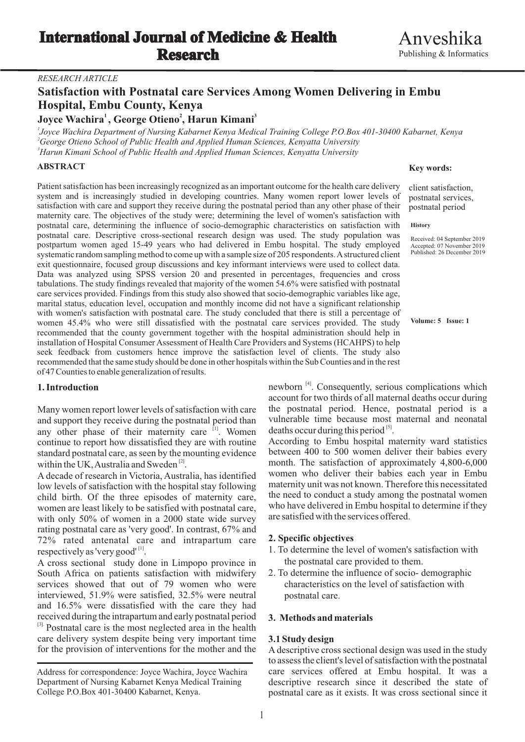RESEARCH ARTICLE

# Satisfaction with Postnatal care Services Among Women Delivering in Embu Hospital, Embu County, Kenya

**Joyce Wachira[1], George Otieno[2], Harun Kimani[3]**

[1]*Joyce Wachira Department of Nursing Kabarnet Kenya Medical Training College P.O.Box 401-30400 Kabarnet, Kenya*
[2]*George Otieno School of Public Health and Applied Human Sciences, Kenyatta University*
[3]*Harun Kimani School of Public Health and Applied Human Sciences, Kenyatta University*

**ABSTRACT**

Patient satisfaction has been increasingly recognized as an important outcome for the health care delivery system and is increasingly studied in developing countries. Many women report lower levels of satisfaction with care and support they receive during the postnatal period than any other phase of their maternity care. The objectives of the study were; determining the level of women's satisfaction with postnatal care, determining the influence of socio-demographic characteristics on satisfaction with postnatal care. Descriptive cross-sectional research design was used. The study population was postpartum women aged 15-49 years who had delivered in Embu hospital. The study employed systematic random sampling method to come up with a sample size of 205 respondents. A structured client exit questionnaire, focused group discussions and key informant interviews were used to collect data. Data was analyzed using SPSS version 20 and presented in percentages, frequencies and cross tabulations. The study findings revealed that majority of the women 54.6% were satisfied with postnatal care services provided. Findings from this study also showed that socio-demographic variables like age, marital status, education level, occupation and monthly income did not have a significant relationship with women's satisfaction with postnatal care. The study concluded that there is still a percentage of women 45.4% who were still dissatisfied with the postnatal care services provided. The study recommended that the county government together with the hospital administration should help in installation of Hospital Consumer Assessment of Health Care Providers and Systems (HCAHPS) to help seek feedback from customers hence improve the satisfaction level of clients. The study also recommended that the same study should be done in other hospitals within the Sub Counties and in the rest of 47 Counties to enable generalization of results.

**Key words:** client satisfaction, postnatal services, postnatal period

**History**

Received: 04 September 2019
Accepted: 07 November 2019
Published: 26 December 2019

## 1. Introduction

Many women report lower levels of satisfaction with care and support they receive during the postnatal period than any other phase of their maternity care [1]. Women continue to report how dissatisfied they are with routine standard postnatal care, as seen by the mounting evidence within the UK, Australia and Sweden [2].

A decade of research in Victoria, Australia, has identified low levels of satisfaction with the hospital stay following child birth. Of the three episodes of maternity care, women are least likely to be satisfied with postnatal care, with only 50% of women in a 2000 state wide survey rating postnatal care as 'very good'. In contrast, 67% and 72% rated antenatal care and intrapartum care respectively as 'very good' [1].

A cross sectional study done in Limpopo province in South Africa on patients satisfaction with midwifery services showed that out of 79 women who were interviewed, 51.9% were satisfied, 32.5% were neutral and 16.5% were dissatisfied with the care they had received during the intrapartum and early postnatal period [3]. Postnatal care is the most neglected area in the health care delivery system despite being very important time for the provision of interventions for the mother and the newborn [4]. Consequently, serious complications which account for two thirds of all maternal deaths occur during the postnatal period. Hence, postnatal period is a vulnerable time because most maternal and neonatal deaths occur during this period [5].

According to Embu hospital maternity ward statistics between 400 to 500 women deliver their babies every month. The satisfaction of approximately 4,800-6,000 women who deliver their babies each year in Embu maternity unit was not known. Therefore this necessitated the need to conduct a study among the postnatal women who have delivered in Embu hospital to determine if they are satisfied with the services offered.

## 2. Specific objectives

1. To determine the level of women's satisfaction with the postnatal care provided to them.
2. To determine the influence of socio- demographic characteristics on the level of satisfaction with postnatal care.

## 3. Methods and materials

### 3.1 Study design

A descriptive cross sectional design was used in the study to assess the client's level of satisfaction with the postnatal care services offered at Embu hospital. It was a descriptive research since it described the state of postnatal care as it exists. It was cross sectional since it

Address for correspondence: Joyce Wachira, Joyce Wachira Department of Nursing Kabarnet Kenya Medical Training College P.O.Box 401-30400 Kabarnet, Kenya.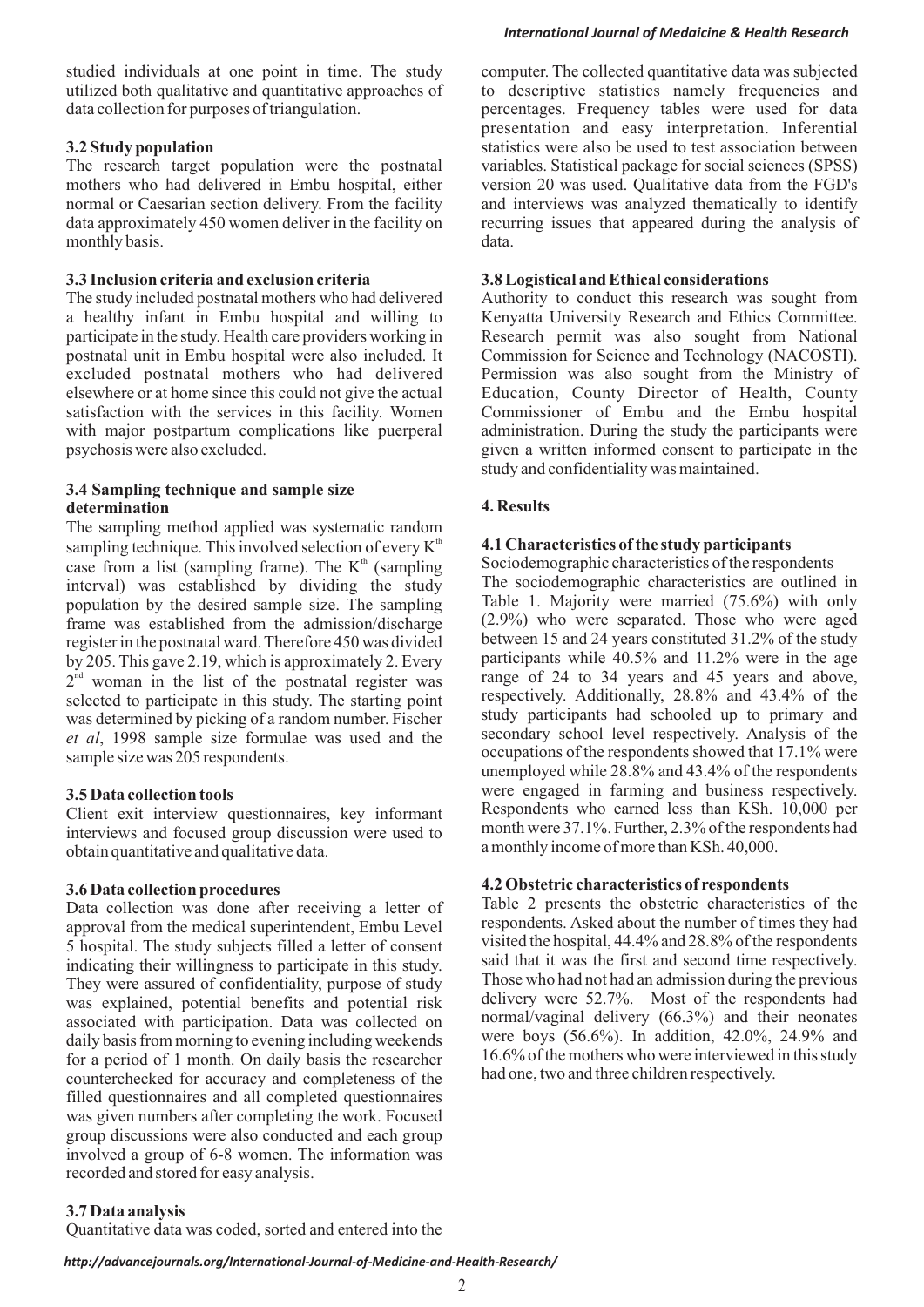studied individuals at one point in time. The study utilized both qualitative and quantitative approaches of data collection for purposes of triangulation.

### 3.2 Study population

The research target population were the postnatal mothers who had delivered in Embu hospital, either normal or Caesarian section delivery. From the facility data approximately 450 women deliver in the facility on monthly basis.

### 3.3 Inclusion criteria and exclusion criteria

The study included postnatal mothers who had delivered a healthy infant in Embu hospital and willing to participate in the study. Health care providers working in postnatal unit in Embu hospital were also included. It excluded postnatal mothers who had delivered elsewhere or at home since this could not give the actual satisfaction with the services in this facility. Women with major postpartum complications like puerperal psychosis were also excluded.

### 3.4 Sampling technique and sample size determination

The sampling method applied was systematic random sampling technique. This involved selection of every $K^{th}$ case from a list (sampling frame). The $K^{th}$ (sampling interval) was established by dividing the study population by the desired sample size. The sampling frame was established from the admission/discharge register in the postnatal ward. Therefore 450 was divided by 205. This gave 2.19, which is approximately 2. Every $2^{nd}$ woman in the list of the postnatal register was selected to participate in this study. The starting point was determined by picking of a random number. Fischer *et al*, 1998 sample size formulae was used and the sample size was 205 respondents.

### 3.5 Data collection tools

Client exit interview questionnaires, key informant interviews and focused group discussion were used to obtain quantitative and qualitative data.

### 3.6 Data collection procedures

Data collection was done after receiving a letter of approval from the medical superintendent, Embu Level 5 hospital. The study subjects filled a letter of consent indicating their willingness to participate in this study. They were assured of confidentiality, purpose of study was explained, potential benefits and potential risk associated with participation. Data was collected on daily basis from morning to evening including weekends for a period of 1 month. On daily basis the researcher counterchecked for accuracy and completeness of the filled questionnaires and all completed questionnaires was given numbers after completing the work. Focused group discussions were also conducted and each group involved a group of 6-8 women. The information was recorded and stored for easy analysis.

### 3.7 Data analysis

Quantitative data was coded, sorted and entered into the computer. The collected quantitative data was subjected to descriptive statistics namely frequencies and percentages. Frequency tables were used for data presentation and easy interpretation. Inferential statistics were also be used to test association between variables. Statistical package for social sciences (SPSS) version 20 was used. Qualitative data from the FGD's and interviews was analyzed thematically to identify recurring issues that appeared during the analysis of data.

### 3.8 Logistical and Ethical considerations

Authority to conduct this research was sought from Kenyatta University Research and Ethics Committee. Research permit was also sought from National Commission for Science and Technology (NACOSTI). Permission was also sought from the Ministry of Education, County Director of Health, County Commissioner of Embu and the Embu hospital administration. During the study the participants were given a written informed consent to participate in the study and confidentiality was maintained.

## 4. Results

### 4.1 Characteristics of the study participants

Sociodemographic characteristics of the respondents

The sociodemographic characteristics are outlined in Table 1. Majority were married (75.6%) with only (2.9%) who were separated. Those who were aged between 15 and 24 years constituted 31.2% of the study participants while 40.5% and 11.2% were in the age range of 24 to 34 years and 45 years and above, respectively. Additionally, 28.8% and 43.4% of the study participants had schooled up to primary and secondary school level respectively. Analysis of the occupations of the respondents showed that 17.1% were unemployed while 28.8% and 43.4% of the respondents were engaged in farming and business respectively. Respondents who earned less than KSh. 10,000 per month were 37.1%. Further, 2.3% of the respondents had a monthly income of more than KSh. 40,000.

### 4.2 Obstetric characteristics of respondents

Table 2 presents the obstetric characteristics of the respondents. Asked about the number of times they had visited the hospital, 44.4% and 28.8% of the respondents said that it was the first and second time respectively. Those who had not had an admission during the previous delivery were 52.7%. Most of the respondents had normal/vaginal delivery (66.3%) and their neonates were boys (56.6%). In addition, 42.0%, 24.9% and 16.6% of the mothers who were interviewed in this study had one, two and three children respectively.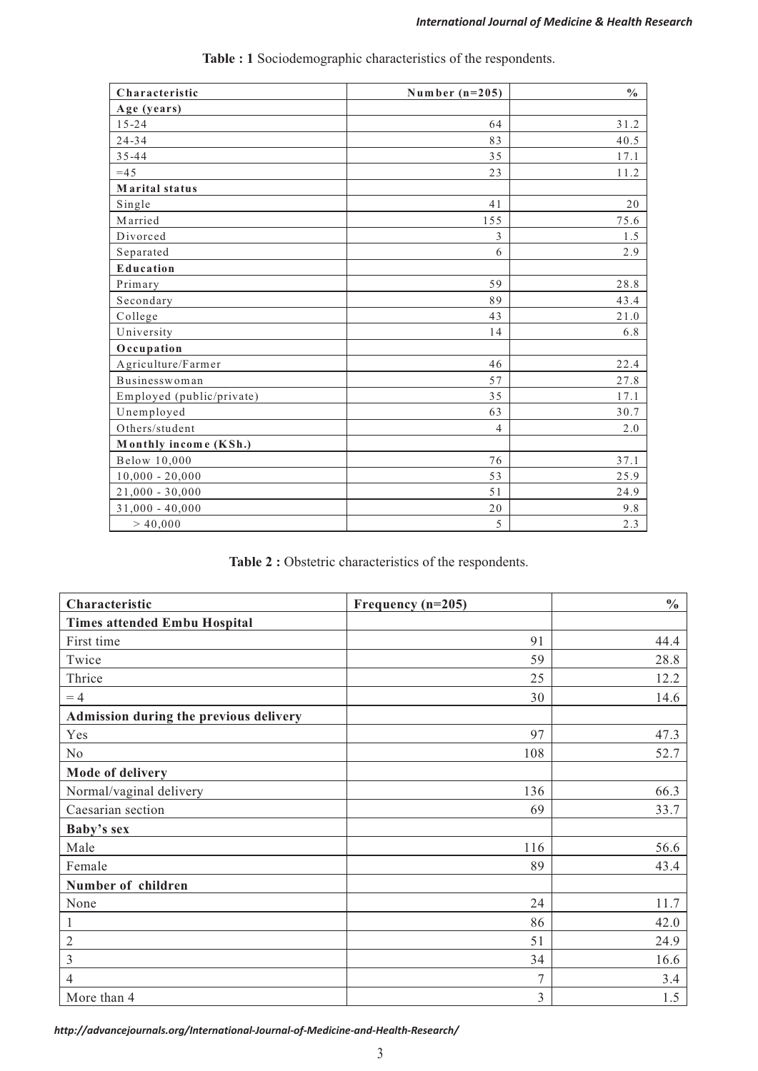**Table : 1** Sociodemographic characteristics of the respondents.

| Characteristic | Number (n=205) | % |
|---|---|---|
| **Age (years)** | | |
| 15-24 | 64 | 31.2 |
| 24-34 | 83 | 40.5 |
| 35-44 | 35 | 17.1 |
| =45 | 23 | 11.2 |
| **Marital status** | | |
| Single | 41 | 20 |
| Married | 155 | 75.6 |
| Divorced | 3 | 1.5 |
| Separated | 6 | 2.9 |
| **Education** | | |
| Primary | 59 | 28.8 |
| Secondary | 89 | 43.4 |
| College | 43 | 21.0 |
| University | 14 | 6.8 |
| **Occupation** | | |
| Agriculture/Farmer | 46 | 22.4 |
| Businesswoman | 57 | 27.8 |
| Employed (public/private) | 35 | 17.1 |
| Unemployed | 63 | 30.7 |
| Others/student | 4 | 2.0 |
| **Monthly income (KSh.)** | | |
| Below 10,000 | 76 | 37.1 |
| 10,000 - 20,000 | 53 | 25.9 |
| 21,000 - 30,000 | 51 | 24.9 |
| 31,000 - 40,000 | 20 | 9.8 |
| > 40,000 | 5 | 2.3 |

**Table 2 :** Obstetric characteristics of the respondents.

| Characteristic | Frequency (n=205) | % |
|---|---|---|
| **Times attended Embu Hospital** | | |
| First time | 91 | 44.4 |
| Twice | 59 | 28.8 |
| Thrice | 25 | 12.2 |
| = 4 | 30 | 14.6 |
| **Admission during the previous delivery** | | |
| Yes | 97 | 47.3 |
| No | 108 | 52.7 |
| **Mode of delivery** | | |
| Normal/vaginal delivery | 136 | 66.3 |
| Caesarian section | 69 | 33.7 |
| **Baby's sex** | | |
| Male | 116 | 56.6 |
| Female | 89 | 43.4 |
| **Number of children** | | |
| None | 24 | 11.7 |
| 1 | 86 | 42.0 |
| 2 | 51 | 24.9 |
| 3 | 34 | 16.6 |
| 4 | 7 | 3.4 |
| More than 4 | 3 | 1.5 |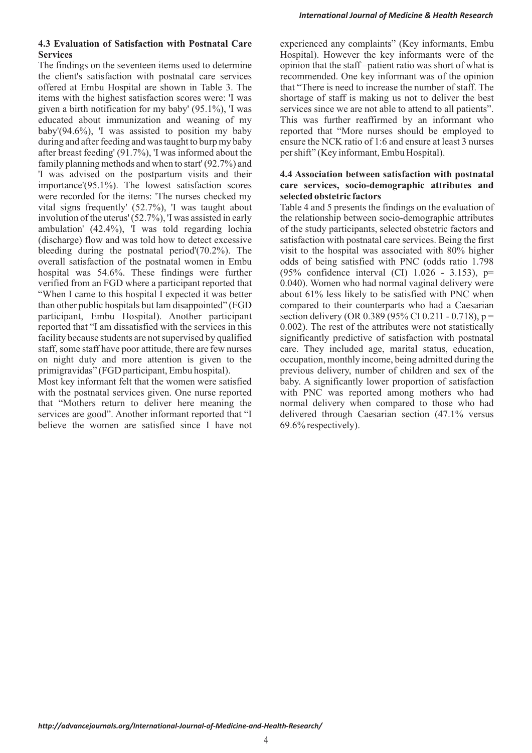### 4.3 Evaluation of Satisfaction with Postnatal Care Services

The findings on the seventeen items used to determine the client's satisfaction with postnatal care services offered at Embu Hospital are shown in Table 3. The items with the highest satisfaction scores were: 'I was given a birth notification for my baby' (95.1%), 'I was educated about immunization and weaning of my baby'(94.6%), 'I was assisted to position my baby during and after feeding and was taught to burp my baby after breast feeding' (91.7%), 'I was informed about the family planning methods and when to start' (92.7%) and 'I was advised on the postpartum visits and their importance'(95.1%). The lowest satisfaction scores were recorded for the items: 'The nurses checked my vital signs frequently' (52.7%), 'I was taught about involution of the uterus' (52.7%), 'I was assisted in early ambulation' (42.4%), 'I was told regarding lochia (discharge) flow and was told how to detect excessive bleeding during the postnatal period'(70.2%). The overall satisfaction of the postnatal women in Embu hospital was 54.6%. These findings were further verified from an FGD where a participant reported that "When I came to this hospital I expected it was better than other public hospitals but Iam disappointed" (FGD participant, Embu Hospital). Another participant reported that "I am dissatisfied with the services in this facility because students are not supervised by qualified staff, some staff have poor attitude, there are few nurses on night duty and more attention is given to the primigravidas" (FGD participant, Embu hospital).

Most key informant felt that the women were satisfied with the postnatal services given. One nurse reported that "Mothers return to deliver here meaning the services are good". Another informant reported that "I believe the women are satisfied since I have not experienced any complaints" (Key informants, Embu Hospital). However the key informants were of the opinion that the staff –patient ratio was short of what is recommended. One key informant was of the opinion that "There is need to increase the number of staff. The shortage of staff is making us not to deliver the best services since we are not able to attend to all patients". This was further reaffirmed by an informant who reported that "More nurses should be employed to ensure the NCK ratio of 1:6 and ensure at least 3 nurses per shift" (Key informant, Embu Hospital).

### 4.4 Association between satisfaction with postnatal care services, socio-demographic attributes and selected obstetric factors

Table 4 and 5 presents the findings on the evaluation of the relationship between socio-demographic attributes of the study participants, selected obstetric factors and satisfaction with postnatal care services. Being the first visit to the hospital was associated with 80% higher odds of being satisfied with PNC (odds ratio 1.798 (95% confidence interval (CI) 1.026 - 3.153), p= 0.040). Women who had normal vaginal delivery were about 61% less likely to be satisfied with PNC when compared to their counterparts who had a Caesarian section delivery (OR 0.389 (95% CI 0.211 - 0.718), p = 0.002). The rest of the attributes were not statistically significantly predictive of satisfaction with postnatal care. They included age, marital status, education, occupation, monthly income, being admitted during the previous delivery, number of children and sex of the baby. A significantly lower proportion of satisfaction with PNC was reported among mothers who had normal delivery when compared to those who had delivered through Caesarian section (47.1% versus 69.6% respectively).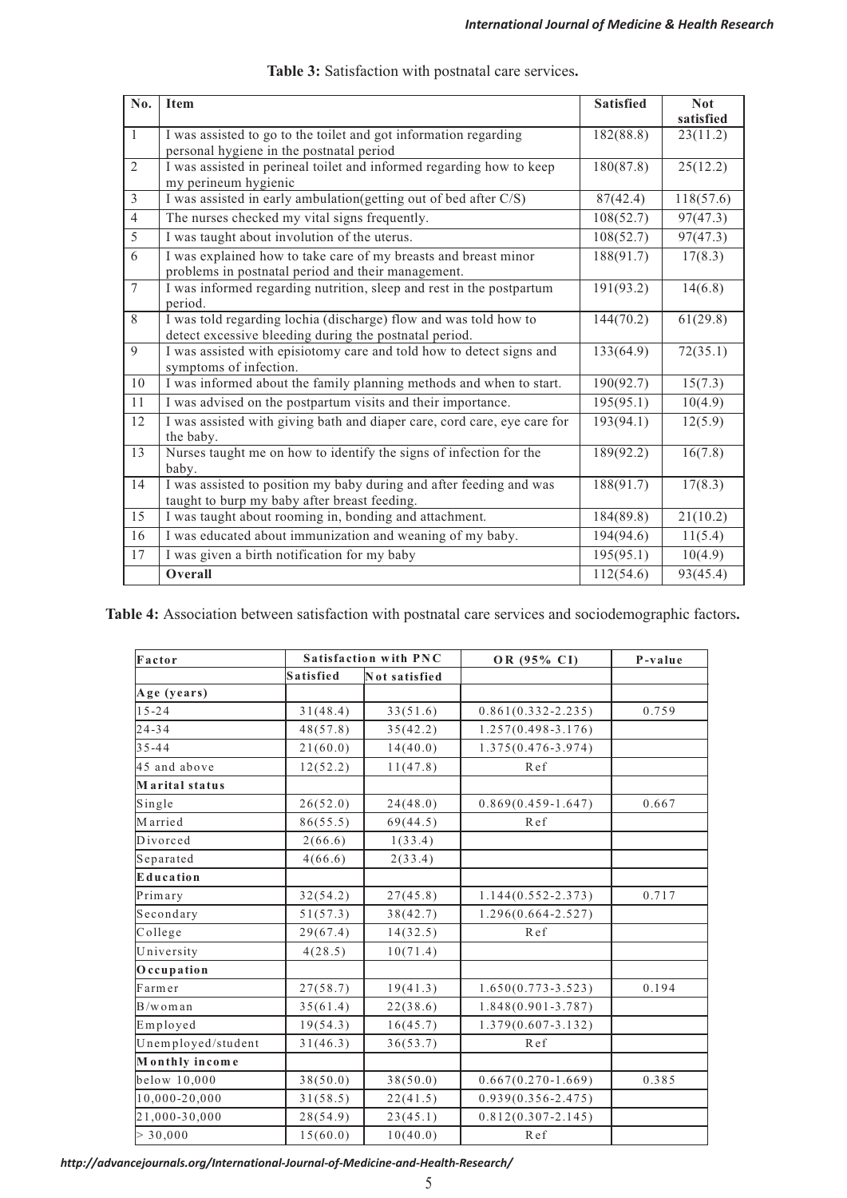**Table 3:** Satisfaction with postnatal care services**.**

| No. | Item | Satisfied | Not satisfied |
|---|---|---|---|
| 1 | I was assisted to go to the toilet and got information regarding personal hygiene in the postnatal period | 182(88.8) | 23(11.2) |
| 2 | I was assisted in perineal toilet and informed regarding how to keep my perineum hygienic | 180(87.8) | 25(12.2) |
| 3 | I was assisted in early ambulation(getting out of bed after C/S) | 87(42.4) | 118(57.6) |
| 4 | The nurses checked my vital signs frequently. | 108(52.7) | 97(47.3) |
| 5 | I was taught about involution of the uterus. | 108(52.7) | 97(47.3) |
| 6 | I was explained how to take care of my breasts and breast minor problems in postnatal period and their management. | 188(91.7) | 17(8.3) |
| 7 | I was informed regarding nutrition, sleep and rest in the postpartum period. | 191(93.2) | 14(6.8) |
| 8 | I was told regarding lochia (discharge) flow and was told how to detect excessive bleeding during the postnatal period. | 144(70.2) | 61(29.8) |
| 9 | I was assisted with episiotomy care and told how to detect signs and symptoms of infection. | 133(64.9) | 72(35.1) |
| 10 | I was informed about the family planning methods and when to start. | 190(92.7) | 15(7.3) |
| 11 | I was advised on the postpartum visits and their importance. | 195(95.1) | 10(4.9) |
| 12 | I was assisted with giving bath and diaper care, cord care, eye care for the baby. | 193(94.1) | 12(5.9) |
| 13 | Nurses taught me on how to identify the signs of infection for the baby. | 189(92.2) | 16(7.8) |
| 14 | I was assisted to position my baby during and after feeding and was taught to burp my baby after breast feeding. | 188(91.7) | 17(8.3) |
| 15 | I was taught about rooming in, bonding and attachment. | 184(89.8) | 21(10.2) |
| 16 | I was educated about immunization and weaning of my baby. | 194(94.6) | 11(5.4) |
| 17 | I was given a birth notification for my baby | 195(95.1) | 10(4.9) |
| | **Overall** | 112(54.6) | 93(45.4) |

**Table 4:** Association between satisfaction with postnatal care services and sociodemographic factors**.**

| Factor | Satisfaction with PNC | | OR (95% CI) | P-value |
|---|---|---|---|---|
| | Satisfied | Not satisfied | | |
| **Age (years)** | | | | |
| 15-24 | 31(48.4) | 33(51.6) | 0.861(0.332-2.235) | 0.759 |
| 24-34 | 48(57.8) | 35(42.2) | 1.257(0.498-3.176) | |
| 35-44 | 21(60.0) | 14(40.0) | 1.375(0.476-3.974) | |
| 45 and above | 12(52.2) | 11(47.8) | Ref | |
| **Marital status** | | | | |
| Single | 26(52.0) | 24(48.0) | 0.869(0.459-1.647) | 0.667 |
| Married | 86(55.5) | 69(44.5) | Ref | |
| Divorced | 2(66.6) | 1(33.4) | | |
| Separated | 4(66.6) | 2(33.4) | | |
| **Education** | | | | |
| Primary | 32(54.2) | 27(45.8) | 1.144(0.552-2.373) | 0.717 |
| Secondary | 51(57.3) | 38(42.7) | 1.296(0.664-2.527) | |
| College | 29(67.4) | 14(32.5) | Ref | |
| University | 4(28.5) | 10(71.4) | | |
| **Occupation** | | | | |
| Farmer | 27(58.7) | 19(41.3) | 1.650(0.773-3.523) | 0.194 |
| B/woman | 35(61.4) | 22(38.6) | 1.848(0.901-3.787) | |
| Employed | 19(54.3) | 16(45.7) | 1.379(0.607-3.132) | |
| Unemployed/student | 31(46.3) | 36(53.7) | Ref | |
| **Monthly income** | | | | |
| below 10,000 | 38(50.0) | 38(50.0) | 0.667(0.270-1.669) | 0.385 |
| 10,000-20,000 | 31(58.5) | 22(41.5) | 0.939(0.356-2.475) | |
| 21,000-30,000 | 28(54.9) | 23(45.1) | 0.812(0.307-2.145) | |
| > 30,000 | 15(60.0) | 10(40.0) | Ref | |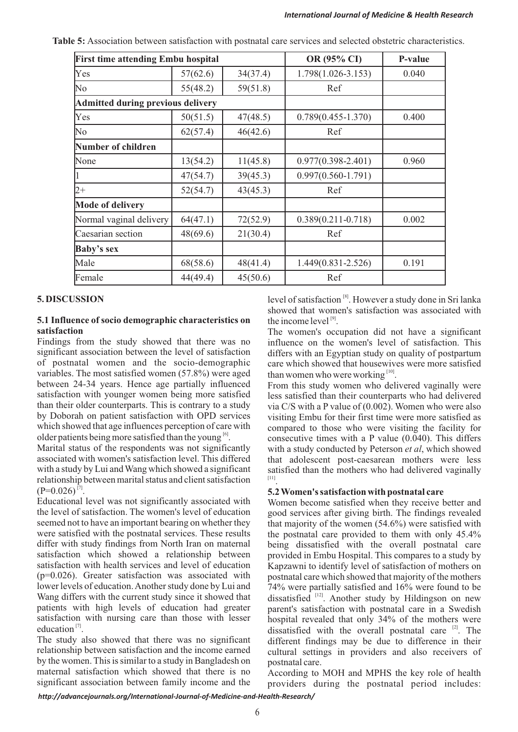**Table 5:** Association between satisfaction with postnatal care services and selected obstetric characteristics.

| First time attending Embu hospital | | | OR (95% CI) | P-value |
|---|---|---|---|---|
| Yes | 57(62.6) | 34(37.4) | 1.798(1.026-3.153) | 0.040 |
| No | 55(48.2) | 59(51.8) | Ref | |
| **Admitted during previous delivery** | | | | |
| Yes | 50(51.5) | 47(48.5) | 0.789(0.455-1.370) | 0.400 |
| No | 62(57.4) | 46(42.6) | Ref | |
| **Number of children** | | | | |
| None | 13(54.2) | 11(45.8) | 0.977(0.398-2.401) | 0.960 |
| 1 | 47(54.7) | 39(45.3) | 0.997(0.560-1.791) | |
| 2+ | 52(54.7) | 43(45.3) | Ref | |
| **Mode of delivery** | | | | |
| Normal vaginal delivery | 64(47.1) | 72(52.9) | 0.389(0.211-0.718) | 0.002 |
| Caesarian section | 48(69.6) | 21(30.4) | Ref | |
| **Baby's sex** | | | | |
| Male | 68(58.6) | 48(41.4) | 1.449(0.831-2.526) | 0.191 |
| Female | 44(49.4) | 45(50.6) | Ref | |

## 5. DISCUSSION

### 5.1 Influence of socio demographic characteristics on satisfaction

Findings from the study showed that there was no significant association between the level of satisfaction of postnatal women and the socio-demographic variables. The most satisfied women (57.8%) were aged between 24-34 years. Hence age partially influenced satisfaction with younger women being more satisfied than their older counterparts. This is contrary to a study by Doborah on patient satisfaction with OPD services which showed that age influences perception of care with older patients being more satisfied than the young [6].

Marital status of the respondents was not significantly associated with women's satisfaction level. This differed with a study by Lui and Wang which showed a significant relationship between marital status and client satisfaction (P=0.026) [7].

Educational level was not significantly associated with the level of satisfaction. The women's level of education seemed not to have an important bearing on whether they were satisfied with the postnatal services. These results differ with study findings from North Iran on maternal satisfaction which showed a relationship between satisfaction with health services and level of education (p=0.026). Greater satisfaction was associated with lower levels of education. Another study done by Lui and Wang differs with the current study since it showed that patients with high levels of education had greater satisfaction with nursing care than those with lesser education [7].

The study also showed that there was no significant relationship between satisfaction and the income earned by the women. This is similar to a study in Bangladesh on maternal satisfaction which showed that there is no significant association between family income and the level of satisfaction [8]. However a study done in Sri lanka showed that women's satisfaction was associated with the income level [9].

The women's occupation did not have a significant influence on the women's level of satisfaction. This differs with an Egyptian study on quality of postpartum care which showed that housewives were more satisfied than women who were working [10].

From this study women who delivered vaginally were less satisfied than their counterparts who had delivered via C/S with a P value of (0.002). Women who were also visiting Embu for their first time were more satisfied as compared to those who were visiting the facility for consecutive times with a P value (0.040). This differs with a study conducted by Peterson *et al*, which showed that adolescent post-caesarean mothers were less satisfied than the mothers who had delivered vaginally [11].

### 5.2 Women's satisfaction with postnatal care

Women become satisfied when they receive better and good services after giving birth. The findings revealed that majority of the women (54.6%) were satisfied with the postnatal care provided to them with only 45.4% being dissatisfied with the overall postnatal care provided in Embu Hospital. This compares to a study by Kapzawni to identify level of satisfaction of mothers on postnatal care which showed that majority of the mothers 74% were partially satisfied and 16% were found to be dissatisfied [12]. Another study by Hildingson on new parent's satisfaction with postnatal care in a Swedish hospital revealed that only 34% of the mothers were dissatisfied with the overall postnatal care [2]. The different findings may be due to difference in their cultural settings in providers and also receivers of postnatal care.

According to MOH and MPHS the key role of health providers during the postnatal period includes: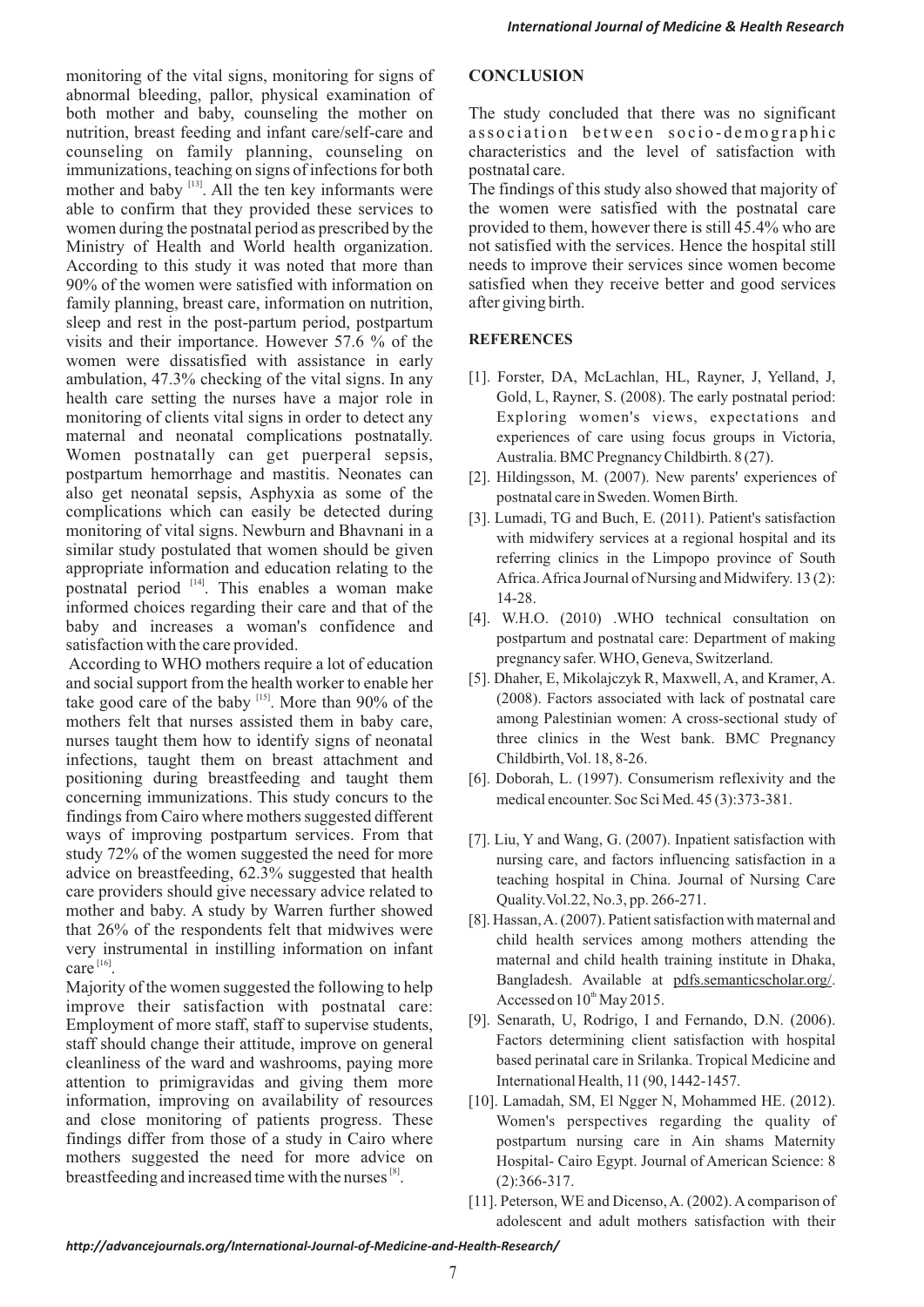monitoring of the vital signs, monitoring for signs of abnormal bleeding, pallor, physical examination of both mother and baby, counseling the mother on nutrition, breast feeding and infant care/self-care and counseling on family planning, counseling on immunizations, teaching on signs of infections for both mother and baby [13]. All the ten key informants were able to confirm that they provided these services to women during the postnatal period as prescribed by the Ministry of Health and World health organization. According to this study it was noted that more than 90% of the women were satisfied with information on family planning, breast care, information on nutrition, sleep and rest in the post-partum period, postpartum visits and their importance. However 57.6 % of the women were dissatisfied with assistance in early ambulation, 47.3% checking of the vital signs. In any health care setting the nurses have a major role in monitoring of clients vital signs in order to detect any maternal and neonatal complications postnatally. Women postnatally can get puerperal sepsis, postpartum hemorrhage and mastitis. Neonates can also get neonatal sepsis, Asphyxia as some of the complications which can easily be detected during monitoring of vital signs. Newburn and Bhavnani in a similar study postulated that women should be given appropriate information and education relating to the postnatal period [14]. This enables a woman make informed choices regarding their care and that of the baby and increases a woman's confidence and satisfaction with the care provided.

According to WHO mothers require a lot of education and social support from the health worker to enable her take good care of the baby [15]. More than 90% of the mothers felt that nurses assisted them in baby care, nurses taught them how to identify signs of neonatal infections, taught them on breast attachment and positioning during breastfeeding and taught them concerning immunizations. This study concurs to the findings from Cairo where mothers suggested different ways of improving postpartum services. From that study 72% of the women suggested the need for more advice on breastfeeding, 62.3% suggested that health care providers should give necessary advice related to mother and baby. A study by Warren further showed that 26% of the respondents felt that midwives were very instrumental in instilling information on infant care [16].

Majority of the women suggested the following to help improve their satisfaction with postnatal care: Employment of more staff, staff to supervise students, staff should change their attitude, improve on general cleanliness of the ward and washrooms, paying more attention to primigravidas and giving them more information, improving on availability of resources and close monitoring of patients progress. These findings differ from those of a study in Cairo where mothers suggested the need for more advice on breastfeeding and increased time with the nurses [8].

## CONCLUSION

The study concluded that there was no significant association between socio-demographic characteristics and the level of satisfaction with postnatal care.

The findings of this study also showed that majority of the women were satisfied with the postnatal care provided to them, however there is still 45.4% who are not satisfied with the services. Hence the hospital still needs to improve their services since women become satisfied when they receive better and good services after giving birth.

## REFERENCES

[1]. Forster, DA, McLachlan, HL, Rayner, J, Yelland, J, Gold, L, Rayner, S. (2008). The early postnatal period: Exploring women's views, expectations and experiences of care using focus groups in Victoria, Australia. BMC Pregnancy Childbirth. 8 (27).

[2]. Hildingsson, M. (2007). New parents' experiences of postnatal care in Sweden. Women Birth.

[3]. Lumadi, TG and Buch, E. (2011). Patient's satisfaction with midwifery services at a regional hospital and its referring clinics in the Limpopo province of South Africa. Africa Journal of Nursing and Midwifery. 13 (2): 14-28.

[4]. W.H.O. (2010) .WHO technical consultation on postpartum and postnatal care: Department of making pregnancy safer. WHO, Geneva, Switzerland.

[5]. Dhaher, E, Mikolajczyk R, Maxwell, A, and Kramer, A. (2008). Factors associated with lack of postnatal care among Palestinian women: A cross-sectional study of three clinics in the West bank. BMC Pregnancy Childbirth, Vol. 18, 8-26.

[6]. Doborah, L. (1997). Consumerism reflexivity and the medical encounter. Soc Sci Med. 45 (3):373-381.

[7]. Liu, Y and Wang, G. (2007). Inpatient satisfaction with nursing care, and factors influencing satisfaction in a teaching hospital in China. Journal of Nursing Care Quality.Vol.22, No.3, pp. 266-271.

[8]. Hassan, A. (2007). Patient satisfaction with maternal and child health services among mothers attending the maternal and child health training institute in Dhaka, Bangladesh. Available at pdfs.semanticscholar.org/. Accessed on 10th May 2015.

[9]. Senarath, U, Rodrigo, I and Fernando, D.N. (2006). Factors determining client satisfaction with hospital based perinatal care in Srilanka. Tropical Medicine and International Health, 11 (90, 1442-1457.

[10]. Lamadah, SM, El Ngger N, Mohammed HE. (2012). Women's perspectives regarding the quality of postpartum nursing care in Ain shams Maternity Hospital- Cairo Egypt. Journal of American Science: 8 (2):366-317.

[11]. Peterson, WE and Dicenso, A. (2002). A comparison of adolescent and adult mothers satisfaction with their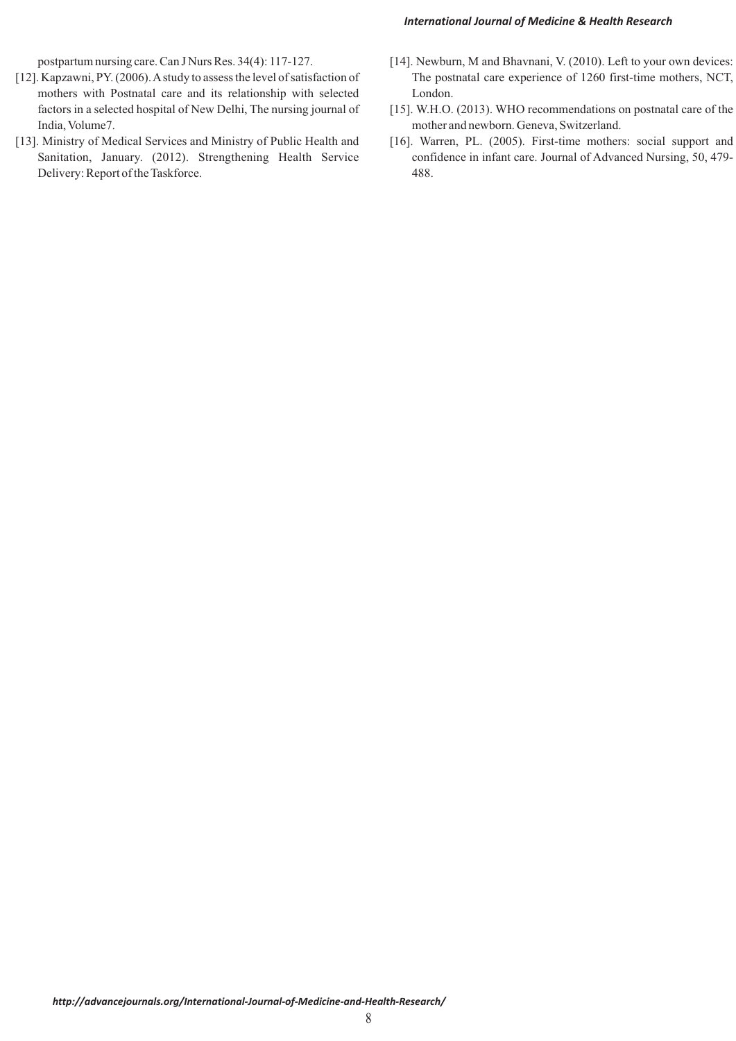postpartum nursing care. Can J Nurs Res. 34(4): 117-127.

[12]. Kapzawni, PY. (2006). A study to assess the level of satisfaction of mothers with Postnatal care and its relationship with selected factors in a selected hospital of New Delhi, The nursing journal of India, Volume7.

[13]. Ministry of Medical Services and Ministry of Public Health and Sanitation, January. (2012). Strengthening Health Service Delivery: Report of the Taskforce.

[14]. Newburn, M and Bhavnani, V. (2010). Left to your own devices: The postnatal care experience of 1260 first-time mothers, NCT, London.

[15]. W.H.O. (2013). WHO recommendations on postnatal care of the mother and newborn. Geneva, Switzerland.

[16]. Warren, PL. (2005). First-time mothers: social support and confidence in infant care. Journal of Advanced Nursing, 50, 479-488.